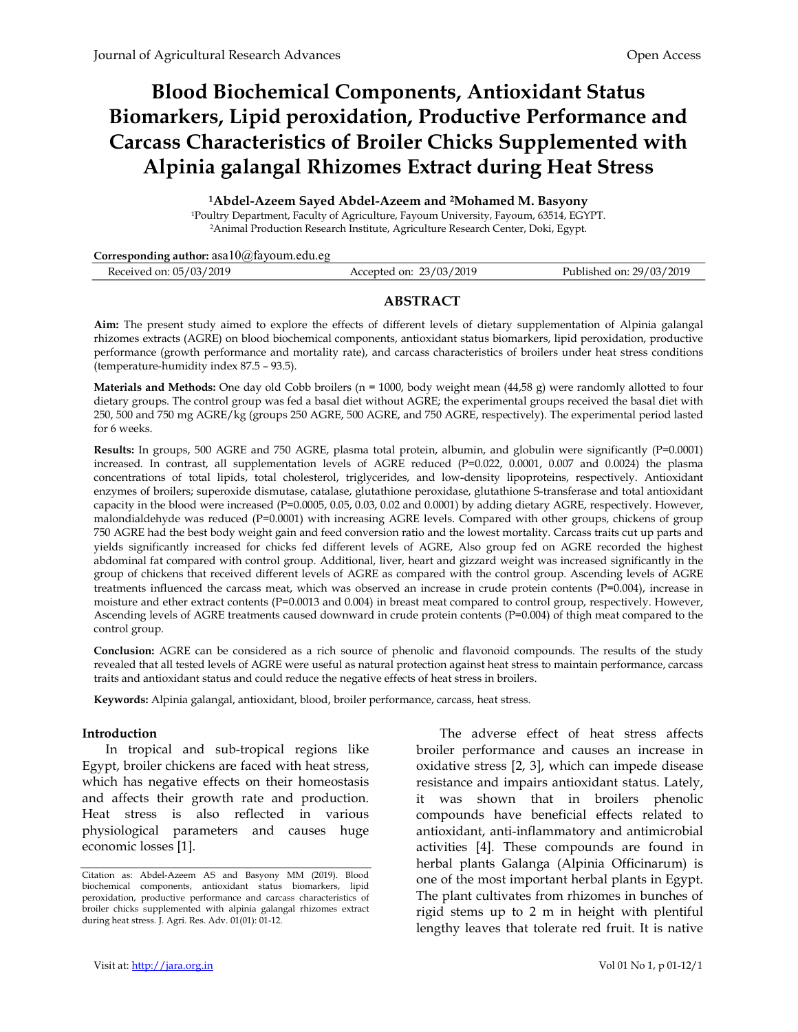# Blood Biochemical Components, Antioxidant Status Biomarkers, Lipid peroxidation, Productive Performance and Carcass Characteristics of Broiler Chicks Supplemented with Alpinia galangal Rhizomes Extract during Heat Stress

**[1]Abdel-Azeem Sayed Abdel-Azeem and [2]Mohamed M. Basyony**

[1]Poultry Department, Faculty of Agriculture, Fayoum University, Fayoum, 63514, EGYPT.
[2]Animal Production Research Institute, Agriculture Research Center, Doki, Egypt.

**Corresponding author:** asa10@fayoum.edu.eg

Received on: 05/03/2019 Accepted on: 23/03/2019 Published on: 29/03/2019

## ABSTRACT

**Aim:** The present study aimed to explore the effects of different levels of dietary supplementation of Alpinia galangal rhizomes extracts (AGRE) on blood biochemical components, antioxidant status biomarkers, lipid peroxidation, productive performance (growth performance and mortality rate), and carcass characteristics of broilers under heat stress conditions (temperature-humidity index 87.5 – 93.5).

**Materials and Methods:** One day old Cobb broilers (n = 1000, body weight mean (44,58 g) were randomly allotted to four dietary groups. The control group was fed a basal diet without AGRE; the experimental groups received the basal diet with 250, 500 and 750 mg AGRE/kg (groups 250 AGRE, 500 AGRE, and 750 AGRE, respectively). The experimental period lasted for 6 weeks.

**Results:** In groups, 500 AGRE and 750 AGRE, plasma total protein, albumin, and globulin were significantly (P=0.0001) increased. In contrast, all supplementation levels of AGRE reduced (P=0.022, 0.0001, 0.007 and 0.0024) the plasma concentrations of total lipids, total cholesterol, triglycerides, and low-density lipoproteins, respectively. Antioxidant enzymes of broilers; superoxide dismutase, catalase, glutathione peroxidase, glutathione S-transferase and total antioxidant capacity in the blood were increased (P=0.0005, 0.05, 0.03, 0.02 and 0.0001) by adding dietary AGRE, respectively. However, malondialdehyde was reduced (P=0.0001) with increasing AGRE levels. Compared with other groups, chickens of group 750 AGRE had the best body weight gain and feed conversion ratio and the lowest mortality. Carcass traits cut up parts and yields significantly increased for chicks fed different levels of AGRE, Also group fed on AGRE recorded the highest abdominal fat compared with control group. Additional, liver, heart and gizzard weight was increased significantly in the group of chickens that received different levels of AGRE as compared with the control group. Ascending levels of AGRE treatments influenced the carcass meat, which was observed an increase in crude protein contents (P=0.004), increase in moisture and ether extract contents (P=0.0013 and 0.004) in breast meat compared to control group, respectively. However, Ascending levels of AGRE treatments caused downward in crude protein contents (P=0.004) of thigh meat compared to the control group.

**Conclusion:** AGRE can be considered as a rich source of phenolic and flavonoid compounds. The results of the study revealed that all tested levels of AGRE were useful as natural protection against heat stress to maintain performance, carcass traits and antioxidant status and could reduce the negative effects of heat stress in broilers.

**Keywords:** Alpinia galangal, antioxidant, blood, broiler performance, carcass, heat stress.

## Introduction

In tropical and sub-tropical regions like Egypt, broiler chickens are faced with heat stress, which has negative effects on their homeostasis and affects their growth rate and production. Heat stress is also reflected in various physiological parameters and causes huge economic losses [1].

The adverse effect of heat stress affects broiler performance and causes an increase in oxidative stress [2, 3], which can impede disease resistance and impairs antioxidant status. Lately, it was shown that in broilers phenolic compounds have beneficial effects related to antioxidant, anti-inflammatory and antimicrobial activities [4]. These compounds are found in herbal plants Galanga (Alpinia Officinarum) is one of the most important herbal plants in Egypt. The plant cultivates from rhizomes in bunches of rigid stems up to 2 m in height with plentiful lengthy leaves that tolerate red fruit. It is native

Citation as: Abdel-Azeem AS and Basyony MM (2019). Blood biochemical components, antioxidant status biomarkers, lipid peroxidation, productive performance and carcass characteristics of broiler chicks supplemented with alpinia galangal rhizomes extract during heat stress. J. Agri. Res. Adv. 01(01): 01-12.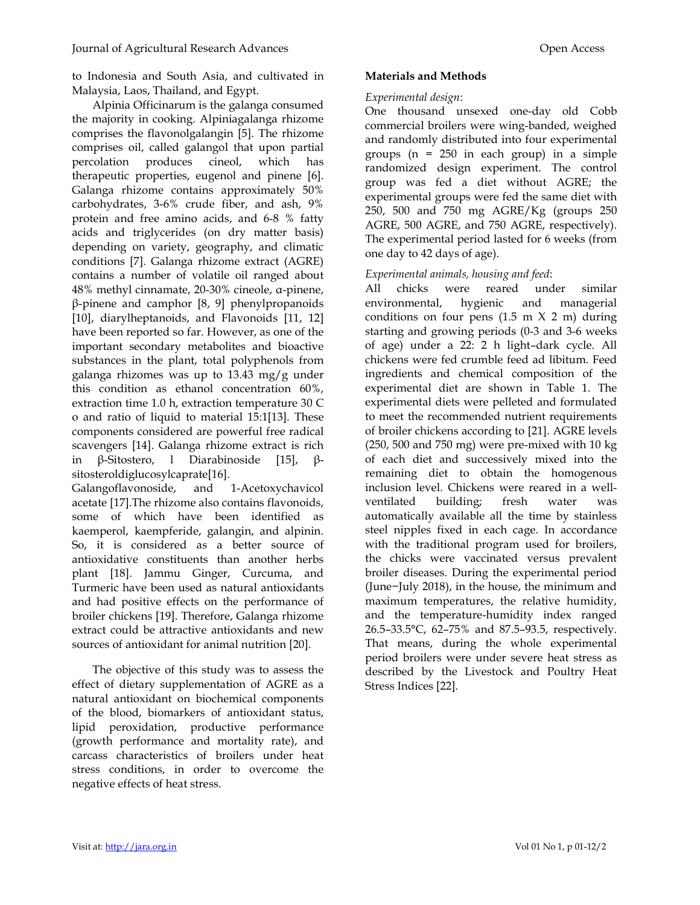to Indonesia and South Asia, and cultivated in Malaysia, Laos, Thailand, and Egypt.

Alpinia Officinarum is the galanga consumed the majority in cooking. Alpiniagalanga rhizome comprises the flavonolgalangin [5]. The rhizome comprises oil, called galangol that upon partial percolation produces cineol, which has therapeutic properties, eugenol and pinene [6]. Galanga rhizome contains approximately 50% carbohydrates, 3-6% crude fiber, and ash, 9% protein and free amino acids, and 6-8 % fatty acids and triglycerides (on dry matter basis) depending on variety, geography, and climatic conditions [7]. Galanga rhizome extract (AGRE) contains a number of volatile oil ranged about 48% methyl cinnamate, 20-30% cineole, α-pinene, β-pinene and camphor [8, 9] phenylpropanoids [10], diarylheptanoids, and Flavonoids [11, 12] have been reported so far. However, as one of the important secondary metabolites and bioactive substances in the plant, total polyphenols from galanga rhizomes was up to 13.43 mg/g under this condition as ethanol concentration 60%, extraction time 1.0 h, extraction temperature 30 C o and ratio of liquid to material 15:1[13]. These components considered are powerful free radical scavengers [14]. Galanga rhizome extract is rich in β-Sitostero, l Diarabinoside [15], β-sitosteroldiglucosylcaprate[16]. Galangoflavonoside, and 1-Acetoxychavicol acetate [17].The rhizome also contains flavonoids, some of which have been identified as kaemperol, kaempferide, galangin, and alpinin. So, it is considered as a better source of antioxidative constituents than another herbs plant [18]. Jammu Ginger, Curcuma, and Turmeric have been used as natural antioxidants and had positive effects on the performance of broiler chickens [19]. Therefore, Galanga rhizome extract could be attractive antioxidants and new sources of antioxidant for animal nutrition [20].

The objective of this study was to assess the effect of dietary supplementation of AGRE as a natural antioxidant on biochemical components of the blood, biomarkers of antioxidant status, lipid peroxidation, productive performance (growth performance and mortality rate), and carcass characteristics of broilers under heat stress conditions, in order to overcome the negative effects of heat stress.

## Materials and Methods

*Experimental design*:

One thousand unsexed one-day old Cobb commercial broilers were wing-banded, weighed and randomly distributed into four experimental groups (n = 250 in each group) in a simple randomized design experiment. The control group was fed a diet without AGRE; the experimental groups were fed the same diet with 250, 500 and 750 mg AGRE/Kg (groups 250 AGRE, 500 AGRE, and 750 AGRE, respectively). The experimental period lasted for 6 weeks (from one day to 42 days of age).

*Experimental animals, housing and feed*:

All chicks were reared under similar environmental, hygienic and managerial conditions on four pens (1.5 m X 2 m) during starting and growing periods (0-3 and 3-6 weeks of age) under a 22: 2 h light–dark cycle. All chickens were fed crumble feed ad libitum. Feed ingredients and chemical composition of the experimental diet are shown in Table 1. The experimental diets were pelleted and formulated to meet the recommended nutrient requirements of broiler chickens according to [21]. AGRE levels (250, 500 and 750 mg) were pre-mixed with 10 kg of each diet and successively mixed into the remaining diet to obtain the homogenous inclusion level. Chickens were reared in a well-ventilated building; fresh water was automatically available all the time by stainless steel nipples fixed in each cage. In accordance with the traditional program used for broilers, the chicks were vaccinated versus prevalent broiler diseases. During the experimental period (June−July 2018), in the house, the minimum and maximum temperatures, the relative humidity, and the temperature-humidity index ranged 26.5–33.5°C, 62–75% and 87.5–93.5, respectively. That means, during the whole experimental period broilers were under severe heat stress as described by the Livestock and Poultry Heat Stress Indices [22].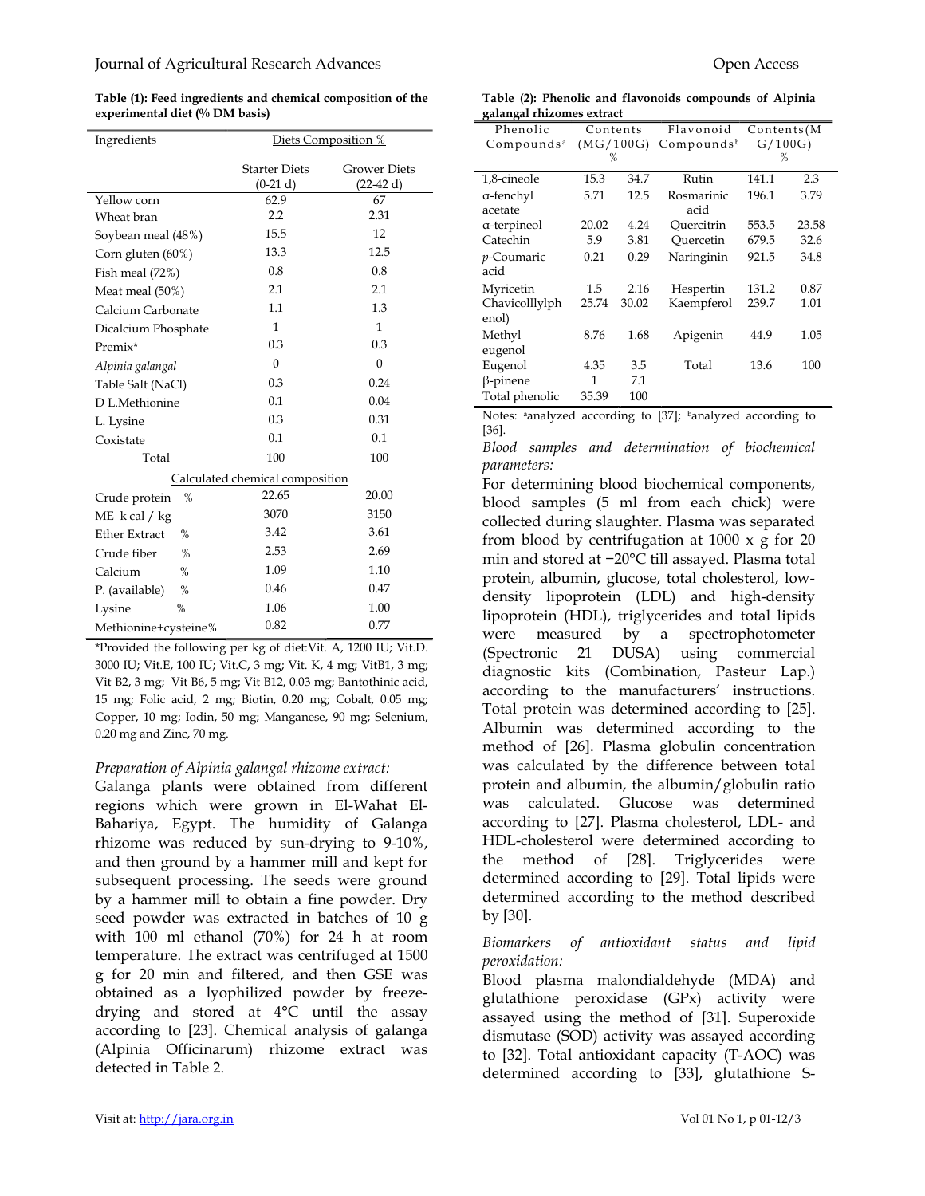**Table (1): Feed ingredients and chemical composition of the experimental diet (% DM basis)**

| Ingredients | Diets Composition % | |
|---|---|---|
| | Starter Diets (0-21 d) | Grower Diets (22-42 d) |
| Yellow corn | 62.9 | 67 |
| Wheat bran | 2.2 | 2.31 |
| Soybean meal (48%) | 15.5 | 12 |
| Corn gluten (60%) | 13.3 | 12.5 |
| Fish meal (72%) | 0.8 | 0.8 |
| Meat meal (50%) | 2.1 | 2.1 |
| Calcium Carbonate | 1.1 | 1.3 |
| Dicalcium Phosphate | 1 | 1 |
| Premix* | 0.3 | 0.3 |
| *Alpinia galangal* | 0 | 0 |
| Table Salt (NaCl) | 0.3 | 0.24 |
| D L.Methionine | 0.1 | 0.04 |
| L. Lysine | 0.3 | 0.31 |
| Coxistate | 0.1 | 0.1 |
| Total | 100 | 100 |
| Calculated chemical composition | | |
| Crude protein % | 22.65 | 20.00 |
| ME k cal / kg | 3070 | 3150 |
| Ether Extract % | 3.42 | 3.61 |
| Crude fiber % | 2.53 | 2.69 |
| Calcium % | 1.09 | 1.10 |
| P. (available) % | 0.46 | 0.47 |
| Lysine % | 1.06 | 1.00 |
| Methionine+cysteine% | 0.82 | 0.77 |

*Provided the following per kg of diet:Vit. A, 1200 IU; Vit.D. 3000 IU; Vit.E, 100 IU; Vit.C, 3 mg; Vit. K, 4 mg; VitB1, 3 mg; Vit B2, 3 mg; Vit B6, 5 mg; Vit B12, 0.03 mg; Bantothinic acid, 15 mg; Folic acid, 2 mg; Biotin, 0.20 mg; Cobalt, 0.05 mg; Copper, 10 mg; Iodin, 50 mg; Manganese, 90 mg; Selenium, 0.20 mg and Zinc, 70 mg.

*Preparation of Alpinia galangal rhizome extract:*

Galanga plants were obtained from different regions which were grown in El-Wahat El-Bahariya, Egypt. The humidity of Galanga rhizome was reduced by sun-drying to 9-10%, and then ground by a hammer mill and kept for subsequent processing. The seeds were ground by a hammer mill to obtain a fine powder. Dry seed powder was extracted in batches of 10 g with 100 ml ethanol (70%) for 24 h at room temperature. The extract was centrifuged at 1500 g for 20 min and filtered, and then GSE was obtained as a lyophilized powder by freeze-drying and stored at 4°C until the assay according to [23]. Chemical analysis of galanga (Alpinia Officinarum) rhizome extract was detected in Table 2.

**Table (2): Phenolic and flavonoids compounds of Alpinia galangal rhizomes extract**

| Phenolic Compounds[a] | Contents (MG/100G) | % | Flavonoid Compounds[b] | Contents(MG/100G) | % |
|---|---|---|---|---|---|
| 1,8-cineole | 15.3 | 34.7 | Rutin | 141.1 | 2.3 |
| α-fenchyl acetate | 5.71 | 12.5 | Rosmarinic acid | 196.1 | 3.79 |
| α-terpineol | 20.02 | 4.24 | Quercitrin | 553.5 | 23.58 |
| Catechin | 5.9 | 3.81 | Quercetin | 679.5 | 32.6 |
| *p*-Coumaric acid | 0.21 | 0.29 | Naringinin | 921.5 | 34.8 |
| Myricetin | 1.5 | 2.16 | Hespertin | 131.2 | 0.87 |
| Chavicolllylph enol) | 25.74 | 30.02 | Kaempferol | 239.7 | 1.01 |
| Methyl eugenol | 8.76 | 1.68 | Apigenin | 44.9 | 1.05 |
| Eugenol | 4.35 | 3.5 | Total | 13.6 | 100 |
| β-pinene | 1 | 7.1 | | | |
| Total phenolic | 35.39 | 100 | | | |

Notes: [a]analyzed according to [37]; [b]analyzed according to [36].

*Blood samples and determination of biochemical parameters:*

For determining blood biochemical components, blood samples (5 ml from each chick) were collected during slaughter. Plasma was separated from blood by centrifugation at 1000 x g for 20 min and stored at −20°C till assayed. Plasma total protein, albumin, glucose, total cholesterol, low-density lipoprotein (LDL) and high-density lipoprotein (HDL), triglycerides and total lipids were measured by a spectrophotometer (Spectronic 21 DUSA) using commercial diagnostic kits (Combination, Pasteur Lap.) according to the manufacturers' instructions. Total protein was determined according to [25]. Albumin was determined according to the method of [26]. Plasma globulin concentration was calculated by the difference between total protein and albumin, the albumin/globulin ratio was calculated. Glucose was determined according to [27]. Plasma cholesterol, LDL- and HDL-cholesterol were determined according to the method of [28]. Triglycerides were determined according to [29]. Total lipids were determined according to the method described by [30].

*Biomarkers of antioxidant status and lipid peroxidation:*

Blood plasma malondialdehyde (MDA) and glutathione peroxidase (GPx) activity were assayed using the method of [31]. Superoxide dismutase (SOD) activity was assayed according to [32]. Total antioxidant capacity (T-AOC) was determined according to [33], glutathione S-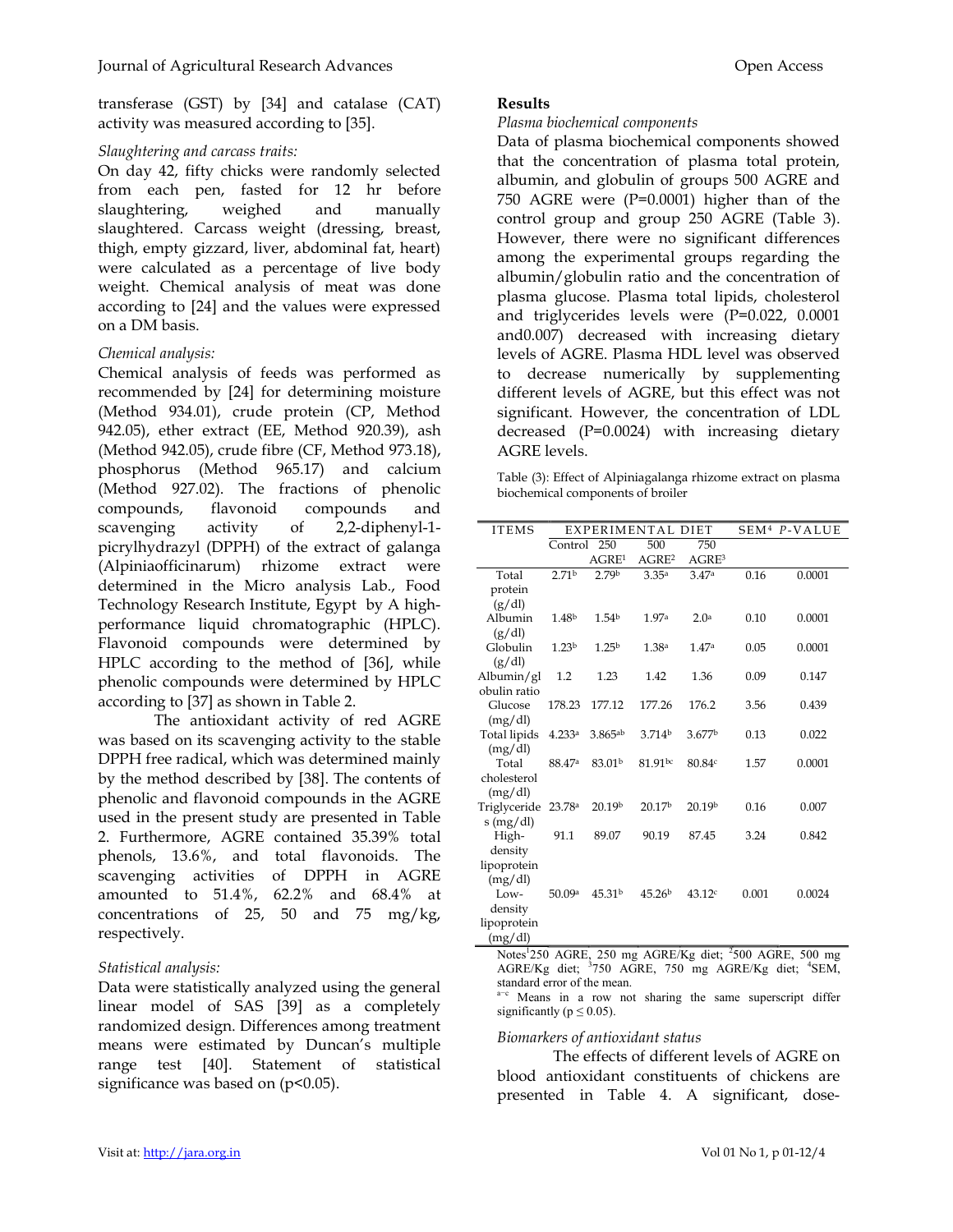transferase (GST) by [34] and catalase (CAT) activity was measured according to [35].

*Slaughtering and carcass traits:*

On day 42, fifty chicks were randomly selected from each pen, fasted for 12 hr before slaughtering, weighed and manually slaughtered. Carcass weight (dressing, breast, thigh, empty gizzard, liver, abdominal fat, heart) were calculated as a percentage of live body weight. Chemical analysis of meat was done according to [24] and the values were expressed on a DM basis.

*Chemical analysis:*

Chemical analysis of feeds was performed as recommended by [24] for determining moisture (Method 934.01), crude protein (CP, Method 942.05), ether extract (EE, Method 920.39), ash (Method 942.05), crude fibre (CF, Method 973.18), phosphorus (Method 965.17) and calcium (Method 927.02). The fractions of phenolic compounds, flavonoid compounds and scavenging activity of 2,2-diphenyl-1-picrylhydrazyl (DPPH) of the extract of galanga (Alpiniaofficinarum) rhizome extract were determined in the Micro analysis Lab., Food Technology Research Institute, Egypt by A high-performance liquid chromatographic (HPLC). Flavonoid compounds were determined by HPLC according to the method of [36], while phenolic compounds were determined by HPLC according to [37] as shown in Table 2.

The antioxidant activity of red AGRE was based on its scavenging activity to the stable DPPH free radical, which was determined mainly by the method described by [38]. The contents of phenolic and flavonoid compounds in the AGRE used in the present study are presented in Table 2. Furthermore, AGRE contained 35.39% total phenols, 13.6%, and total flavonoids. The scavenging activities of DPPH in AGRE amounted to 51.4%, 62.2% and 68.4% at concentrations of 25, 50 and 75 mg/kg, respectively.

*Statistical analysis:*

Data were statistically analyzed using the general linear model of SAS [39] as a completely randomized design. Differences among treatment means were estimated by Duncan's multiple range test [40]. Statement of statistical significance was based on ($p<0.05$).

**Results**

*Plasma biochemical components*

Data of plasma biochemical components showed that the concentration of plasma total protein, albumin, and globulin of groups 500 AGRE and 750 AGRE were (P=0.0001) higher than of the control group and group 250 AGRE (Table 3). However, there were no significant differences among the experimental groups regarding the albumin/globulin ratio and the concentration of plasma glucose. Plasma total lipids, cholesterol and triglycerides levels were (P=0.022, 0.0001 and0.007) decreased with increasing dietary levels of AGRE. Plasma HDL level was observed to decrease numerically by supplementing different levels of AGRE, but this effect was not significant. However, the concentration of LDL decreased (P=0.0024) with increasing dietary AGRE levels.

Table (3): Effect of Alpiniagalanga rhizome extract on plasma biochemical components of broiler

| ITEMS | EXPERIMENTAL DIET | | | | SEM[4] | *P*-VALUE |
|---|---|---|---|---|---|---|
| | Control | 250 AGRE[1] | 500 AGRE[2] | 750 AGRE[3] | | |
| Total protein (g/dl) | 2.71[b] | 2.79[b] | 3.35[a] | 3.47[a] | 0.16 | 0.0001 |
| Albumin (g/dl) | 1.48[b] | 1.54[b] | 1.97[a] | 2.0[a] | 0.10 | 0.0001 |
| Globulin (g/dl) | 1.23[b] | 1.25[b] | 1.38[a] | 1.47[a] | 0.05 | 0.0001 |
| Albumin/globulin ratio | 1.2 | 1.23 | 1.42 | 1.36 | 0.09 | 0.147 |
| Glucose (mg/dl) | 178.23 | 177.12 | 177.26 | 176.2 | 3.56 | 0.439 |
| Total lipids (mg/dl) | 4.233[a] | 3.865[ab] | 3.714[b] | 3.677[b] | 0.13 | 0.022 |
| Total cholesterol (mg/dl) | 88.47[a] | 83.01[b] | 81.91[bc] | 80.84[c] | 1.57 | 0.0001 |
| Triglycerides (mg/dl) | 23.78[a] | 20.19[b] | 20.17[b] | 20.19[b] | 0.16 | 0.007 |
| High-density lipoprotein (mg/dl) | 91.1 | 89.07 | 90.19 | 87.45 | 3.24 | 0.842 |
| Low-density lipoprotein (mg/dl) | 50.09[a] | 45.31[b] | 45.26[b] | 43.12[c] | 0.001 | 0.0024 |

Notes[1]250 AGRE, 250 mg AGRE/Kg diet; [2]500 AGRE, 500 mg AGRE/Kg diet; [3]750 AGRE, 750 mg AGRE/Kg diet; [4]SEM, standard error of the mean.
[a–c] Means in a row not sharing the same superscript differ significantly ($p \leq 0.05$).

*Biomarkers of antioxidant status*

The effects of different levels of AGRE on blood antioxidant constituents of chickens are presented in Table 4. A significant, dose-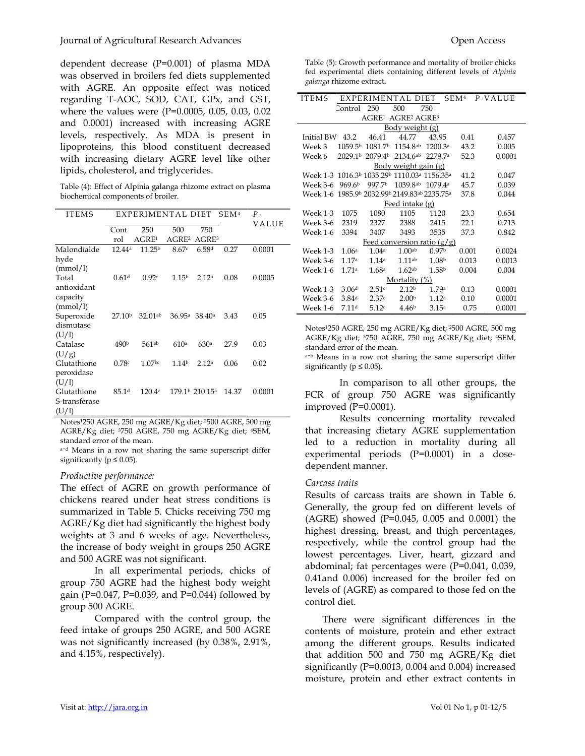dependent decrease (P=0.001) of plasma MDA was observed in broilers fed diets supplemented with AGRE. An opposite effect was noticed regarding T-AOC, SOD, CAT, GPx, and GST, where the values were (P=0.0005, 0.05, 0.03, 0.02 and 0.0001) increased with increasing AGRE levels, respectively. As MDA is present in lipoproteins, this blood constituent decreased with increasing dietary AGRE level like other lipids, cholesterol, and triglycerides.

Table (4): Effect of Alpinia galanga rhizome extract on plasma biochemical components of broiler.

| ITEMS | EXPERIMENTAL DIET | | | | SEM[4] | P-VALUE |
|---|---|---|---|---|---|---|
| | Control | 250 AGRE[1] | 500 AGRE[2] | 750 AGRE[3] | | |
| Malondialdehyde (mmol/l) | 12.44[a] | 11.25[b] | 8.67[c] | 6.58[d] | 0.27 | 0.0001 |
| Total antioxidant capacity (mmol/l) | 0.61[d] | 0.92[c] | 1.15[b] | 2.12[a] | 0.08 | 0.0005 |
| Superoxide dismutase (U/l) | 27.10[b] | 32.01[ab] | 36.95[a] | 38.40[a] | 3.43 | 0.05 |
| Catalase (U/g) | 490[b] | 561[ab] | 610[a] | 630[a] | 27.9 | 0.03 |
| Glutathione peroxidase (U/l) | 0.78[c] | 1.07[bc] | 1.14[b] | 2.12[a] | 0.06 | 0.02 |
| Glutathione S-transferase (U/l) | 85.1[d] | 120.4[c] | 179.1[b] | 210.15[a] | 14.37 | 0.0001 |

Notes[1]250 AGRE, 250 mg AGRE/Kg diet; [2]500 AGRE, 500 mg AGRE/Kg diet; [3]750 AGRE, 750 mg AGRE/Kg diet; [4]SEM, standard error of the mean.
[a–d] Means in a row not sharing the same superscript differ significantly (p ≤ 0.05).

*Productive performance:*

The effect of AGRE on growth performance of chickens reared under heat stress conditions is summarized in Table 5. Chicks receiving 750 mg AGRE/Kg diet had significantly the highest body weights at 3 and 6 weeks of age. Nevertheless, the increase of body weight in groups 250 AGRE and 500 AGRE was not significant.

In all experimental periods, chicks of group 750 AGRE had the highest body weight gain (P=0.047, P=0.039, and P=0.044) followed by group 500 AGRE.

Compared with the control group, the feed intake of groups 250 AGRE, and 500 AGRE was not significantly increased (by 0.38%, 2.91%, and 4.15%, respectively).

Table (5): Growth performance and mortality of broiler chicks fed experimental diets containing different levels of *Alpinia galanga* rhizome extract.

| ITEMS | EXPERIMENTAL DIET | | | | SEM[4] | P-VALUE |
|---|---|---|---|---|---|---|
| | Control | 250 AGRE[1] | 500 AGRE[2] | 750 AGRE[3] | | |
| **Body weight (g)** | | | | | | |
| Initial BW | 43.2 | 46.41 | 44.77 | 43.95 | 0.41 | 0.457 |
| Week 3 | 1059.5[b] | 1081.7[b] | 1154.8[ab] | 1200.3[a] | 43.2 | 0.005 |
| Week 6 | 2029.1[b] | 2079.4[b] | 2134.6[ab] | 2279.7[a] | 52.3 | 0.0001 |
| **Body weight gain (g)** | | | | | | |
| Week 1-3 | 1016.3[b] | 1035.29[b] | 1110.03[a] | 1156.35[a] | 41.2 | 0.047 |
| Week 3-6 | 969.6[b] | 997.7[b] | 1039.8[ab] | 1079.4[a] | 45.7 | 0.039 |
| Week 1-6 | 1985.9[b] | 2032.99[b] | 2149.83[ab] | 2235.75[a] | 37.8 | 0.044 |
| **Feed intake (g)** | | | | | | |
| Week 1-3 | 1075 | 1080 | 1105 | 1120 | 23.3 | 0.654 |
| Week 3-6 | 2319 | 2327 | 2388 | 2415 | 22.1 | 0.713 |
| Week 1-6 | 3394 | 3407 | 3493 | 3535 | 37.3 | 0.842 |
| **Feed conversion ratio (g/g)** | | | | | | |
| Week 1-3 | 1.06[a] | 1.04[a] | 1.00[ab] | 0.97[b] | 0.001 | 0.0024 |
| Week 3-6 | 1.17[a] | 1.14[a] | 1.11[ab] | 1.08[b] | 0.013 | 0.0013 |
| Week 1-6 | 1.71[a] | 1.68[a] | 1.62[ab] | 1.58[b] | 0.004 | 0.004 |
| **Mortality (%)** | | | | | | |
| Week 1-3 | 3.06[d] | 2.51[c] | 2.12[b] | 1.79[a] | 0.13 | 0.0001 |
| Week 3-6 | 3.84[d] | 2.37[c] | 2.00[b] | 1.12[a] | 0.10 | 0.0001 |
| Week 1-6 | 7.11[d] | 5.12[c] | 4.46[b] | 3.15[a] | 0.75 | 0.0001 |

Notes[1]250 AGRE, 250 mg AGRE/Kg diet; [2]500 AGRE, 500 mg AGRE/Kg diet; [3]750 AGRE, 750 mg AGRE/Kg diet; [4]SEM, standard error of the mean.
[a–b] Means in a row not sharing the same superscript differ significantly (p ≤ 0.05).

In comparison to all other groups, the FCR of group 750 AGRE was significantly improved (P=0.0001).

Results concerning mortality revealed that increasing dietary AGRE supplementation led to a reduction in mortality during all experimental periods (P=0.0001) in a dose-dependent manner.

*Carcass traits*

Results of carcass traits are shown in Table 6. Generally, the group fed on different levels of (AGRE) showed (P=0.045, 0.005 and 0.0001) the highest dressing, breast, and thigh percentages, respectively, while the control group had the lowest percentages. Liver, heart, gizzard and abdominal; fat percentages were (P=0.041, 0.039, 0.41and 0.006) increased for the broiler fed on levels of (AGRE) as compared to those fed on the control diet.

There were significant differences in the contents of moisture, protein and ether extract among the different groups. Results indicated that addition 500 and 750 mg AGRE/Kg diet significantly (P=0.0013, 0.004 and 0.004) increased moisture, protein and ether extract contents in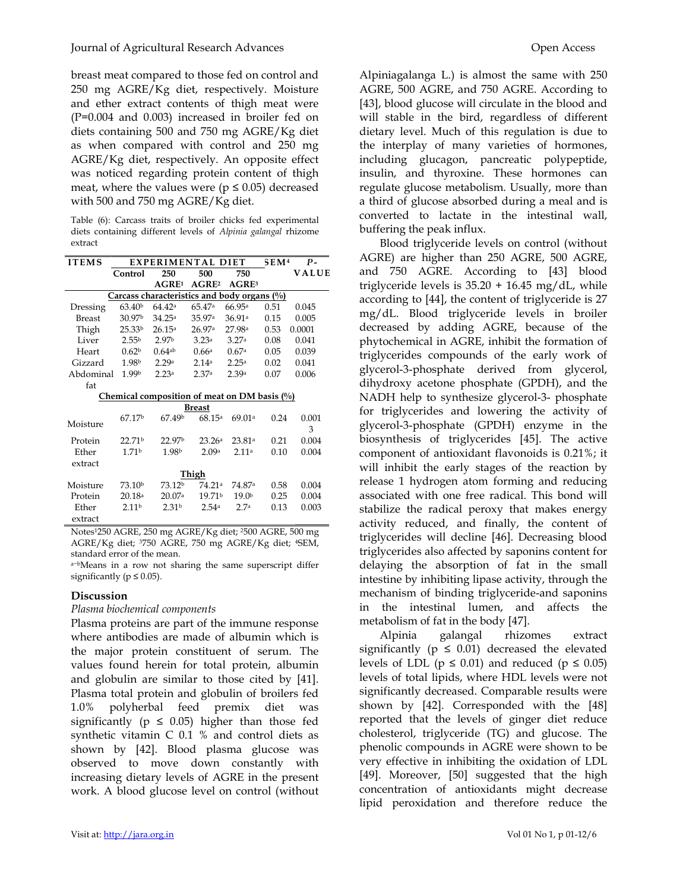breast meat compared to those fed on control and 250 mg AGRE/Kg diet, respectively. Moisture and ether extract contents of thigh meat were (P=0.004 and 0.003) increased in broiler fed on diets containing 500 and 750 mg AGRE/Kg diet as when compared with control and 250 mg AGRE/Kg diet, respectively. An opposite effect was noticed regarding protein content of thigh meat, where the values were ($p \leq 0.05$) decreased with 500 and 750 mg AGRE/Kg diet.

Table (6): Carcass traits of broiler chicks fed experimental diets containing different levels of *Alpinia galangal* rhizome extract

| ITEMS | EXPERIMENTAL DIET | | | | SEM[4] | P-VALUE |
|---|---|---|---|---|---|---|
| | Control | 250 AGRE[1] | 500 AGRE[2] | 750 AGRE[3] | | |
| **Carcass characteristics and body organs (%)** | | | | | | |
| Dressing | 63.40[b] | 64.42[a] | 65.47[a] | 66.95[a] | 0.51 | 0.045 |
| Breast | 30.97[b] | 34.25[a] | 35.97[a] | 36.91[a] | 0.15 | 0.005 |
| Thigh | 25.33[b] | 26.15[a] | 26.97[a] | 27.98[a] | 0.53 | 0.0001 |
| Liver | 2.55[b] | 2.97[b] | 3.23[a] | 3.27[a] | 0.08 | 0.041 |
| Heart | 0.62[b] | 0.64[ab] | 0.66[a] | 0.67[a] | 0.05 | 0.039 |
| Gizzard | 1.98[b] | 2.29[a] | 2.14[a] | 2.25[a] | 0.02 | 0.041 |
| Abdominal fat | 1.99[b] | 2.23[a] | 2.37[a] | 2.39[a] | 0.07 | 0.006 |
| **Chemical composition of meat on DM basis (%)** | | | | | | |
| **Breast** | | | | | | |
| Moisture | 67.17[b] | 67.49[b] | 68.15[a] | 69.01[a] | 0.24 | 0.0013 |
| Protein | 22.71[b] | 22.97[b] | 23.26[a] | 23.81[a] | 0.21 | 0.004 |
| Ether extract | 1.71[b] | 1.98[b] | 2.09[a] | 2.11[a] | 0.10 | 0.004 |
| **Thigh** | | | | | | |
| Moisture | 73.10[b] | 73.12[b] | 74.21[a] | 74.87[a] | 0.58 | 0.004 |
| Protein | 20.18[a] | 20.07[a] | 19.71[b] | 19.0[b] | 0.25 | 0.004 |
| Ether extract | 2.11[b] | 2.31[b] | 2.54[a] | 2.7[a] | 0.13 | 0.003 |

Notes[1]250 AGRE, 250 mg AGRE/Kg diet; [2]500 AGRE, 500 mg AGRE/Kg diet; [3]750 AGRE, 750 mg AGRE/Kg diet; [4]SEM, standard error of the mean.

[a–b]Means in a row not sharing the same superscript differ significantly ($p \leq 0.05$).

## Discussion

*Plasma biochemical components*

Plasma proteins are part of the immune response where antibodies are made of albumin which is the major protein constituent of serum. The values found herein for total protein, albumin and globulin are similar to those cited by [41]. Plasma total protein and globulin of broilers fed 1.0% polyherbal feed premix diet was significantly ($p \leq 0.05$) higher than those fed synthetic vitamin C 0.1 % and control diets as shown by [42]. Blood plasma glucose was observed to move down constantly with increasing dietary levels of AGRE in the present work. A blood glucose level on control (without Alpiniagalanga L.) is almost the same with 250 AGRE, 500 AGRE, and 750 AGRE. According to [43], blood glucose will circulate in the blood and will stable in the bird, regardless of different dietary level. Much of this regulation is due to the interplay of many varieties of hormones, including glucagon, pancreatic polypeptide, insulin, and thyroxine. These hormones can regulate glucose metabolism. Usually, more than a third of glucose absorbed during a meal and is converted to lactate in the intestinal wall, buffering the peak influx.

Blood triglyceride levels on control (without AGRE) are higher than 250 AGRE, 500 AGRE, and 750 AGRE. According to [43] blood triglyceride levels is 35.20 + 16.45 mg/dL, while according to [44], the content of triglyceride is 27 mg/dL. Blood triglyceride levels in broiler decreased by adding AGRE, because of the phytochemical in AGRE, inhibit the formation of triglycerides compounds of the early work of glycerol-3-phosphate derived from glycerol, dihydroxy acetone phosphate (GPDH), and the NADH help to synthesize glycerol-3- phosphate for triglycerides and lowering the activity of glycerol-3-phosphate (GPDH) enzyme in the biosynthesis of triglycerides [45]. The active component of antioxidant flavonoids is 0.21%; it will inhibit the early stages of the reaction by release 1 hydrogen atom forming and reducing associated with one free radical. This bond will stabilize the radical peroxy that makes energy activity reduced, and finally, the content of triglycerides will decline [46]. Decreasing blood triglycerides also affected by saponins content for delaying the absorption of fat in the small intestine by inhibiting lipase activity, through the mechanism of binding triglyceride-and saponins in the intestinal lumen, and affects the metabolism of fat in the body [47].

Alpinia galangal rhizomes extract significantly ($p \leq 0.01$) decreased the elevated levels of LDL ($p \leq 0.01$) and reduced ($p \leq 0.05$) levels of total lipids, where HDL levels were not significantly decreased. Comparable results were shown by [42]. Corresponded with the [48] reported that the levels of ginger diet reduce cholesterol, triglyceride (TG) and glucose. The phenolic compounds in AGRE were shown to be very effective in inhibiting the oxidation of LDL [49]. Moreover, [50] suggested that the high concentration of antioxidants might decrease lipid peroxidation and therefore reduce the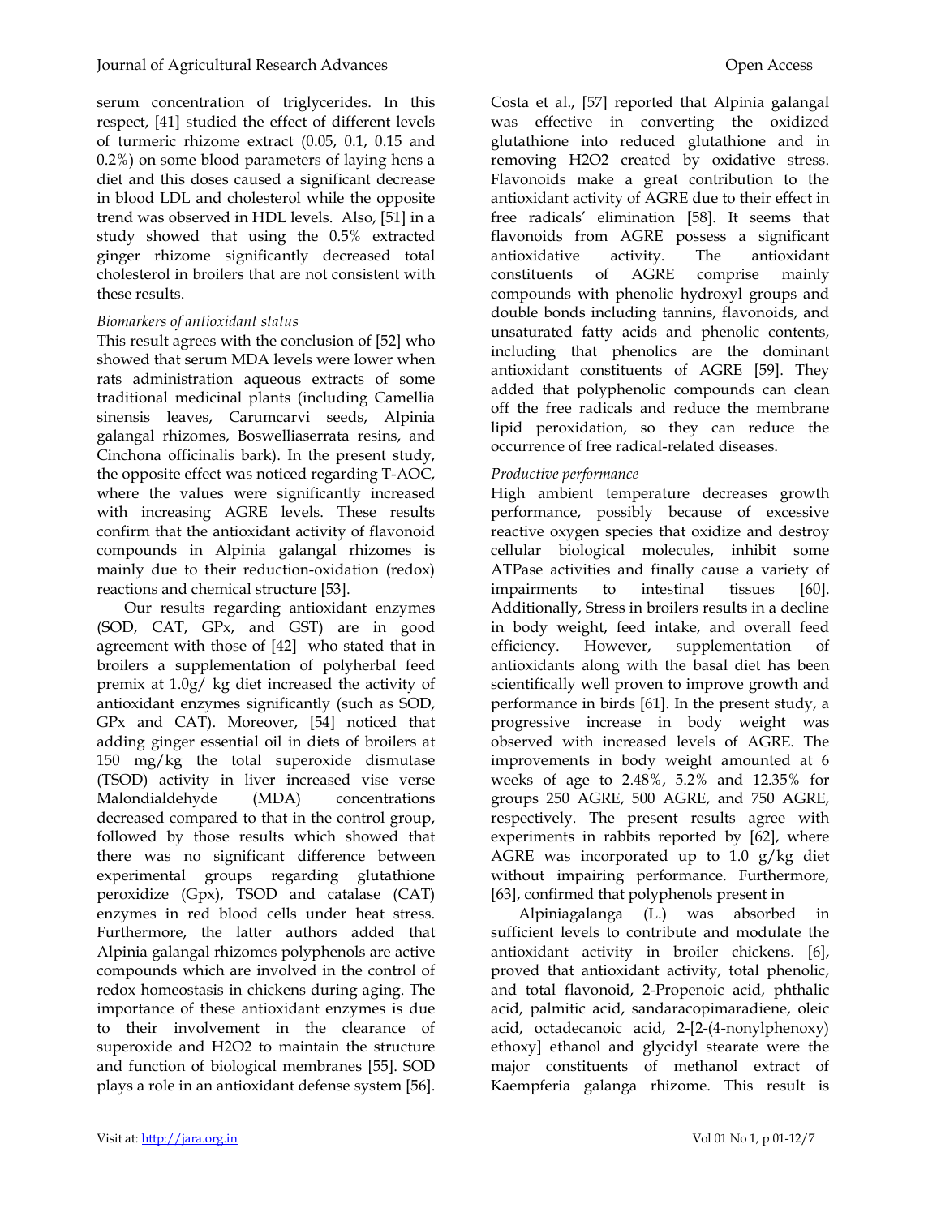serum concentration of triglycerides. In this respect, [41] studied the effect of different levels of turmeric rhizome extract (0.05, 0.1, 0.15 and 0.2%) on some blood parameters of laying hens a diet and this doses caused a significant decrease in blood LDL and cholesterol while the opposite trend was observed in HDL levels. Also, [51] in a study showed that using the 0.5% extracted ginger rhizome significantly decreased total cholesterol in broilers that are not consistent with these results.

*Biomarkers of antioxidant status*

This result agrees with the conclusion of [52] who showed that serum MDA levels were lower when rats administration aqueous extracts of some traditional medicinal plants (including Camellia sinensis leaves, Carumcarvi seeds, Alpinia galangal rhizomes, Boswelliaserrata resins, and Cinchona officinalis bark). In the present study, the opposite effect was noticed regarding T-AOC, where the values were significantly increased with increasing AGRE levels. These results confirm that the antioxidant activity of flavonoid compounds in Alpinia galangal rhizomes is mainly due to their reduction-oxidation (redox) reactions and chemical structure [53].

Our results regarding antioxidant enzymes (SOD, CAT, GPx, and GST) are in good agreement with those of [42] who stated that in broilers a supplementation of polyherbal feed premix at 1.0g/ kg diet increased the activity of antioxidant enzymes significantly (such as SOD, GPx and CAT). Moreover, [54] noticed that adding ginger essential oil in diets of broilers at 150 mg/kg the total superoxide dismutase (TSOD) activity in liver increased vise verse Malondialdehyde (MDA) concentrations decreased compared to that in the control group, followed by those results which showed that there was no significant difference between experimental groups regarding glutathione peroxidize (Gpx), TSOD and catalase (CAT) enzymes in red blood cells under heat stress. Furthermore, the latter authors added that Alpinia galangal rhizomes polyphenols are active compounds which are involved in the control of redox homeostasis in chickens during aging. The importance of these antioxidant enzymes is due to their involvement in the clearance of superoxide and H2O2 to maintain the structure and function of biological membranes [55]. SOD plays a role in an antioxidant defense system [56]. Costa et al., [57] reported that Alpinia galangal was effective in converting the oxidized glutathione into reduced glutathione and in removing H2O2 created by oxidative stress. Flavonoids make a great contribution to the antioxidant activity of AGRE due to their effect in free radicals' elimination [58]. It seems that flavonoids from AGRE possess a significant antioxidative activity. The antioxidant constituents of AGRE comprise mainly compounds with phenolic hydroxyl groups and double bonds including tannins, flavonoids, and unsaturated fatty acids and phenolic contents, including that phenolics are the dominant antioxidant constituents of AGRE [59]. They added that polyphenolic compounds can clean off the free radicals and reduce the membrane lipid peroxidation, so they can reduce the occurrence of free radical-related diseases.

*Productive performance*

High ambient temperature decreases growth performance, possibly because of excessive reactive oxygen species that oxidize and destroy cellular biological molecules, inhibit some ATPase activities and finally cause a variety of impairments to intestinal tissues [60]. Additionally, Stress in broilers results in a decline in body weight, feed intake, and overall feed efficiency. However, supplementation of antioxidants along with the basal diet has been scientifically well proven to improve growth and performance in birds [61]. In the present study, a progressive increase in body weight was observed with increased levels of AGRE. The improvements in body weight amounted at 6 weeks of age to 2.48%, 5.2% and 12.35% for groups 250 AGRE, 500 AGRE, and 750 AGRE, respectively. The present results agree with experiments in rabbits reported by [62], where AGRE was incorporated up to 1.0 g/kg diet without impairing performance. Furthermore, [63], confirmed that polyphenols present in

Alpiniagalanga (L.) was absorbed in sufficient levels to contribute and modulate the antioxidant activity in broiler chickens. [6], proved that antioxidant activity, total phenolic, and total flavonoid, 2-Propenoic acid, phthalic acid, palmitic acid, sandaracopimaradiene, oleic acid, octadecanoic acid, 2-[2-(4-nonylphenoxy) ethoxy] ethanol and glycidyl stearate were the major constituents of methanol extract of Kaempferia galanga rhizome. This result is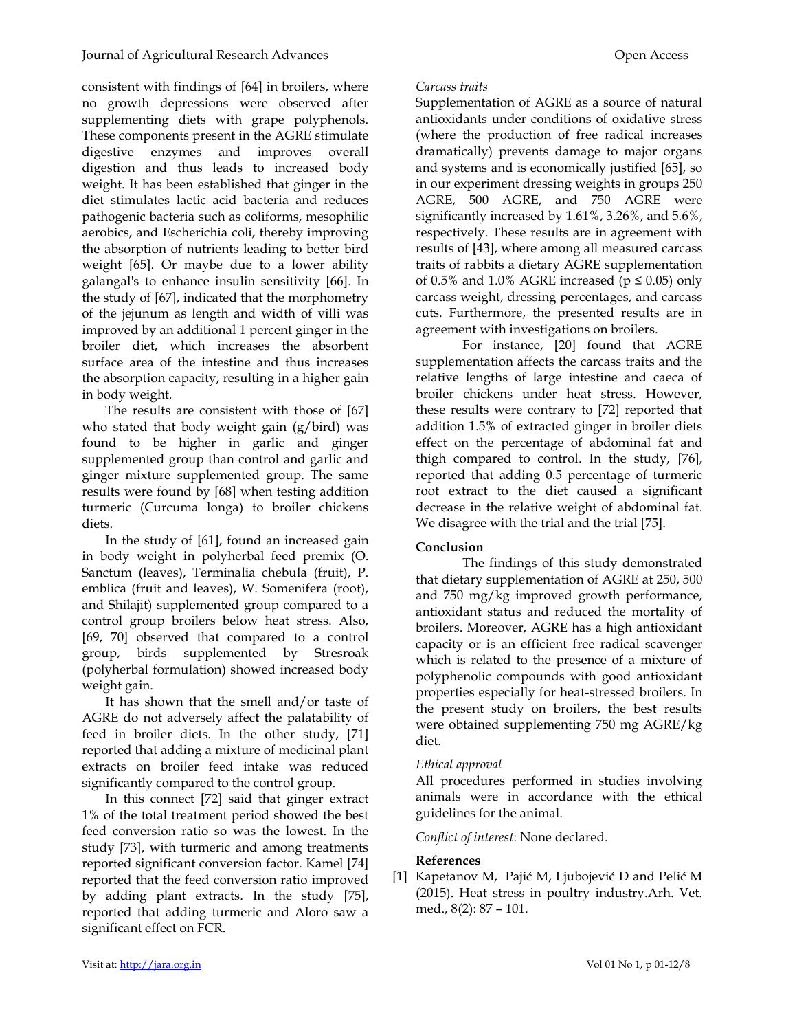consistent with findings of [64] in broilers, where no growth depressions were observed after supplementing diets with grape polyphenols. These components present in the AGRE stimulate digestive enzymes and improves overall digestion and thus leads to increased body weight. It has been established that ginger in the diet stimulates lactic acid bacteria and reduces pathogenic bacteria such as coliforms, mesophilic aerobics, and Escherichia coli, thereby improving the absorption of nutrients leading to better bird weight [65]. Or maybe due to a lower ability galangal's to enhance insulin sensitivity [66]. In the study of [67], indicated that the morphometry of the jejunum as length and width of villi was improved by an additional 1 percent ginger in the broiler diet, which increases the absorbent surface area of the intestine and thus increases the absorption capacity, resulting in a higher gain in body weight.

The results are consistent with those of [67] who stated that body weight gain (g/bird) was found to be higher in garlic and ginger supplemented group than control and garlic and ginger mixture supplemented group. The same results were found by [68] when testing addition turmeric (Curcuma longa) to broiler chickens diets.

In the study of [61], found an increased gain in body weight in polyherbal feed premix (O. Sanctum (leaves), Terminalia chebula (fruit), P. emblica (fruit and leaves), W. Somenifera (root), and Shilajit) supplemented group compared to a control group broilers below heat stress. Also, [69, 70] observed that compared to a control group, birds supplemented by Stresroak (polyherbal formulation) showed increased body weight gain.

It has shown that the smell and/or taste of AGRE do not adversely affect the palatability of feed in broiler diets. In the other study, [71] reported that adding a mixture of medicinal plant extracts on broiler feed intake was reduced significantly compared to the control group.

In this connect [72] said that ginger extract 1% of the total treatment period showed the best feed conversion ratio so was the lowest. In the study [73], with turmeric and among treatments reported significant conversion factor. Kamel [74] reported that the feed conversion ratio improved by adding plant extracts. In the study [75], reported that adding turmeric and Aloro saw a significant effect on FCR.

*Carcass traits*

Supplementation of AGRE as a source of natural antioxidants under conditions of oxidative stress (where the production of free radical increases dramatically) prevents damage to major organs and systems and is economically justified [65], so in our experiment dressing weights in groups 250 AGRE, 500 AGRE, and 750 AGRE were significantly increased by 1.61%, 3.26%, and 5.6%, respectively. These results are in agreement with results of [43], where among all measured carcass traits of rabbits a dietary AGRE supplementation of 0.5% and 1.0% AGRE increased ($p \leq 0.05$) only carcass weight, dressing percentages, and carcass cuts. Furthermore, the presented results are in agreement with investigations on broilers.

For instance, [20] found that AGRE supplementation affects the carcass traits and the relative lengths of large intestine and caeca of broiler chickens under heat stress. However, these results were contrary to [72] reported that addition 1.5% of extracted ginger in broiler diets effect on the percentage of abdominal fat and thigh compared to control. In the study, [76], reported that adding 0.5 percentage of turmeric root extract to the diet caused a significant decrease in the relative weight of abdominal fat. We disagree with the trial and the trial [75].

**Conclusion**

The findings of this study demonstrated that dietary supplementation of AGRE at 250, 500 and 750 mg/kg improved growth performance, antioxidant status and reduced the mortality of broilers. Moreover, AGRE has a high antioxidant capacity or is an efficient free radical scavenger which is related to the presence of a mixture of polyphenolic compounds with good antioxidant properties especially for heat-stressed broilers. In the present study on broilers, the best results were obtained supplementing 750 mg AGRE/kg diet.

*Ethical approval*

All procedures performed in studies involving animals were in accordance with the ethical guidelines for the animal.

*Conflict of interest*: None declared.

**References**

[1] Kapetanov M, Pajić M, Ljubojević D and Pelić M (2015). Heat stress in poultry industry.Arh. Vet. med., 8(2): 87 – 101.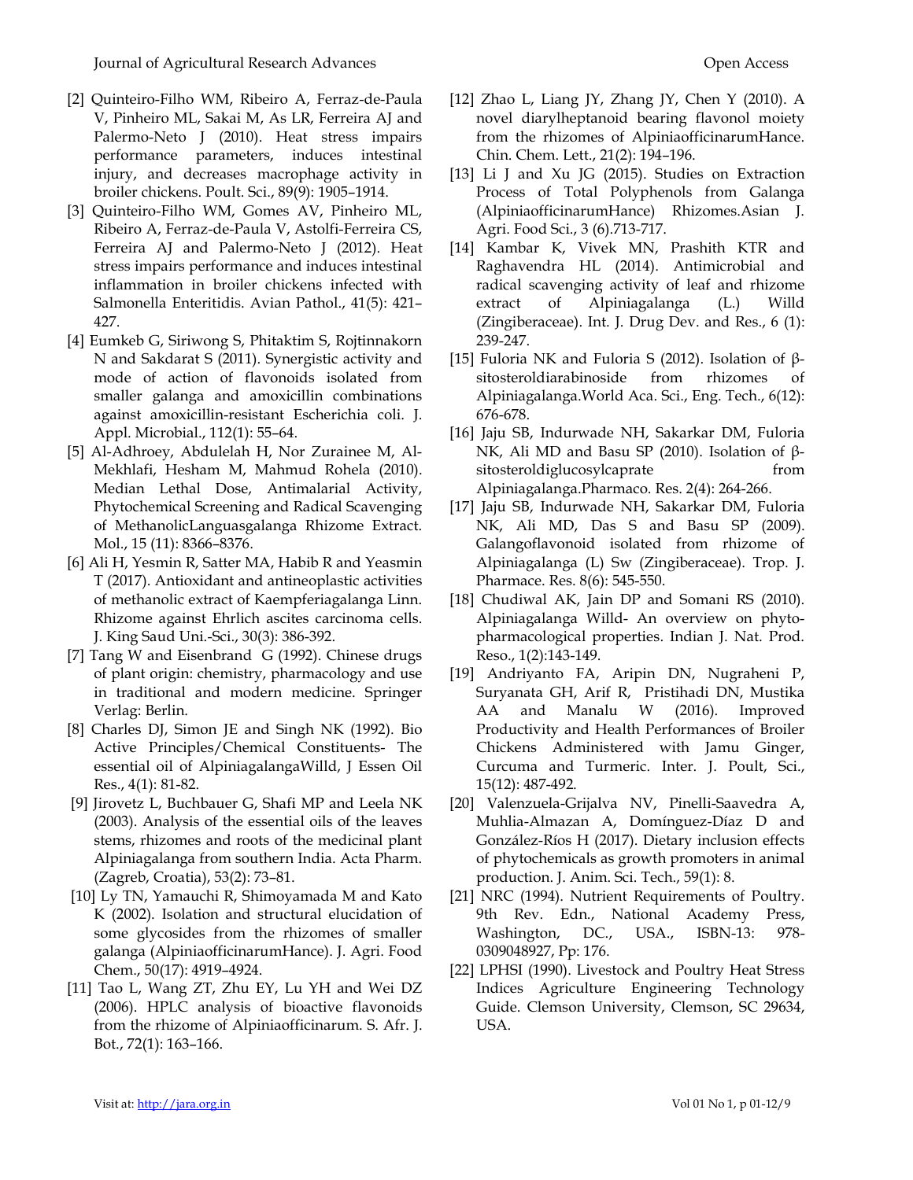[2] Quinteiro-Filho WM, Ribeiro A, Ferraz-de-Paula V, Pinheiro ML, Sakai M, As LR, Ferreira AJ and Palermo-Neto J (2010). Heat stress impairs performance parameters, induces intestinal injury, and decreases macrophage activity in broiler chickens. Poult. Sci., 89(9): 1905–1914.

[3] Quinteiro-Filho WM, Gomes AV, Pinheiro ML, Ribeiro A, Ferraz-de-Paula V, Astolfi-Ferreira CS, Ferreira AJ and Palermo-Neto J (2012). Heat stress impairs performance and induces intestinal inflammation in broiler chickens infected with Salmonella Enteritidis. Avian Pathol., 41(5): 421–427.

[4] Eumkeb G, Siriwong S, Phitaktim S, Rojtinnakorn N and Sakdarat S (2011). Synergistic activity and mode of action of flavonoids isolated from smaller galanga and amoxicillin combinations against amoxicillin-resistant Escherichia coli. J. Appl. Microbial., 112(1): 55–64.

[5] Al-Adhroey, Abdulelah H, Nor Zurainee M, Al-Mekhlafi, Hesham M, Mahmud Rohela (2010). Median Lethal Dose, Antimalarial Activity, Phytochemical Screening and Radical Scavenging of MethanolicLanguasgalanga Rhizome Extract. Mol., 15 (11): 8366–8376.

[6] Ali H, Yesmin R, Satter MA, Habib R and Yeasmin T (2017). Antioxidant and antineoplastic activities of methanolic extract of Kaempferiagalanga Linn. Rhizome against Ehrlich ascites carcinoma cells. J. King Saud Uni.-Sci., 30(3): 386-392.

[7] Tang W and Eisenbrand G (1992). Chinese drugs of plant origin: chemistry, pharmacology and use in traditional and modern medicine. Springer Verlag: Berlin.

[8] Charles DJ, Simon JE and Singh NK (1992). Bio Active Principles/Chemical Constituents- The essential oil of AlpiniagalangaWilld, J Essen Oil Res., 4(1): 81-82.

[9] Jirovetz L, Buchbauer G, Shafi MP and Leela NK (2003). Analysis of the essential oils of the leaves stems, rhizomes and roots of the medicinal plant Alpiniagalanga from southern India. Acta Pharm. (Zagreb, Croatia), 53(2): 73–81.

[10] Ly TN, Yamauchi R, Shimoyamada M and Kato K (2002). Isolation and structural elucidation of some glycosides from the rhizomes of smaller galanga (AlpiniaofficinarumHance). J. Agri. Food Chem., 50(17): 4919–4924.

[11] Tao L, Wang ZT, Zhu EY, Lu YH and Wei DZ (2006). HPLC analysis of bioactive flavonoids from the rhizome of Alpiniaofficinarum. S. Afr. J. Bot., 72(1): 163–166.

[12] Zhao L, Liang JY, Zhang JY, Chen Y (2010). A novel diarylheptanoid bearing flavonol moiety from the rhizomes of AlpiniaofficinarumHance. Chin. Chem. Lett., 21(2): 194–196.

[13] Li J and Xu JG (2015). Studies on Extraction Process of Total Polyphenols from Galanga (AlpiniaofficinarumHance) Rhizomes.Asian J. Agri. Food Sci., 3 (6).713-717.

[14] Kambar K, Vivek MN, Prashith KTR and Raghavendra HL (2014). Antimicrobial and radical scavenging activity of leaf and rhizome extract of Alpiniagalanga (L.) Willd (Zingiberaceae). Int. J. Drug Dev. and Res., 6 (1): 239-247.

[15] Fuloria NK and Fuloria S (2012). Isolation of β-sitosteroldiarabinoside from rhizomes of Alpiniagalanga.World Aca. Sci., Eng. Tech., 6(12): 676-678.

[16] Jaju SB, Indurwade NH, Sakarkar DM, Fuloria NK, Ali MD and Basu SP (2010). Isolation of β-sitosteroldiglucosylcaprate from Alpiniagalanga.Pharmaco. Res. 2(4): 264-266.

[17] Jaju SB, Indurwade NH, Sakarkar DM, Fuloria NK, Ali MD, Das S and Basu SP (2009). Galangoflavonoid isolated from rhizome of Alpiniagalanga (L) Sw (Zingiberaceae). Trop. J. Pharmace. Res. 8(6): 545-550.

[18] Chudiwal AK, Jain DP and Somani RS (2010). Alpiniagalanga Willd- An overview on phyto-pharmacological properties. Indian J. Nat. Prod. Reso., 1(2):143-149.

[19] Andriyanto FA, Aripin DN, Nugraheni P, Suryanata GH, Arif R, Pristihadi DN, Mustika AA and Manalu W (2016). Improved Productivity and Health Performances of Broiler Chickens Administered with Jamu Ginger, Curcuma and Turmeric. Inter. J. Poult, Sci., 15(12): 487-492.

[20] Valenzuela-Grijalva NV, Pinelli-Saavedra A, Muhlia-Almazan A, Domínguez-Díaz D and González-Ríos H (2017). Dietary inclusion effects of phytochemicals as growth promoters in animal production. J. Anim. Sci. Tech., 59(1): 8.

[21] NRC (1994). Nutrient Requirements of Poultry. 9th Rev. Edn., National Academy Press, Washington, DC., USA., ISBN-13: 978-0309048927, Pp: 176.

[22] LPHSI (1990). Livestock and Poultry Heat Stress Indices Agriculture Engineering Technology Guide. Clemson University, Clemson, SC 29634, USA.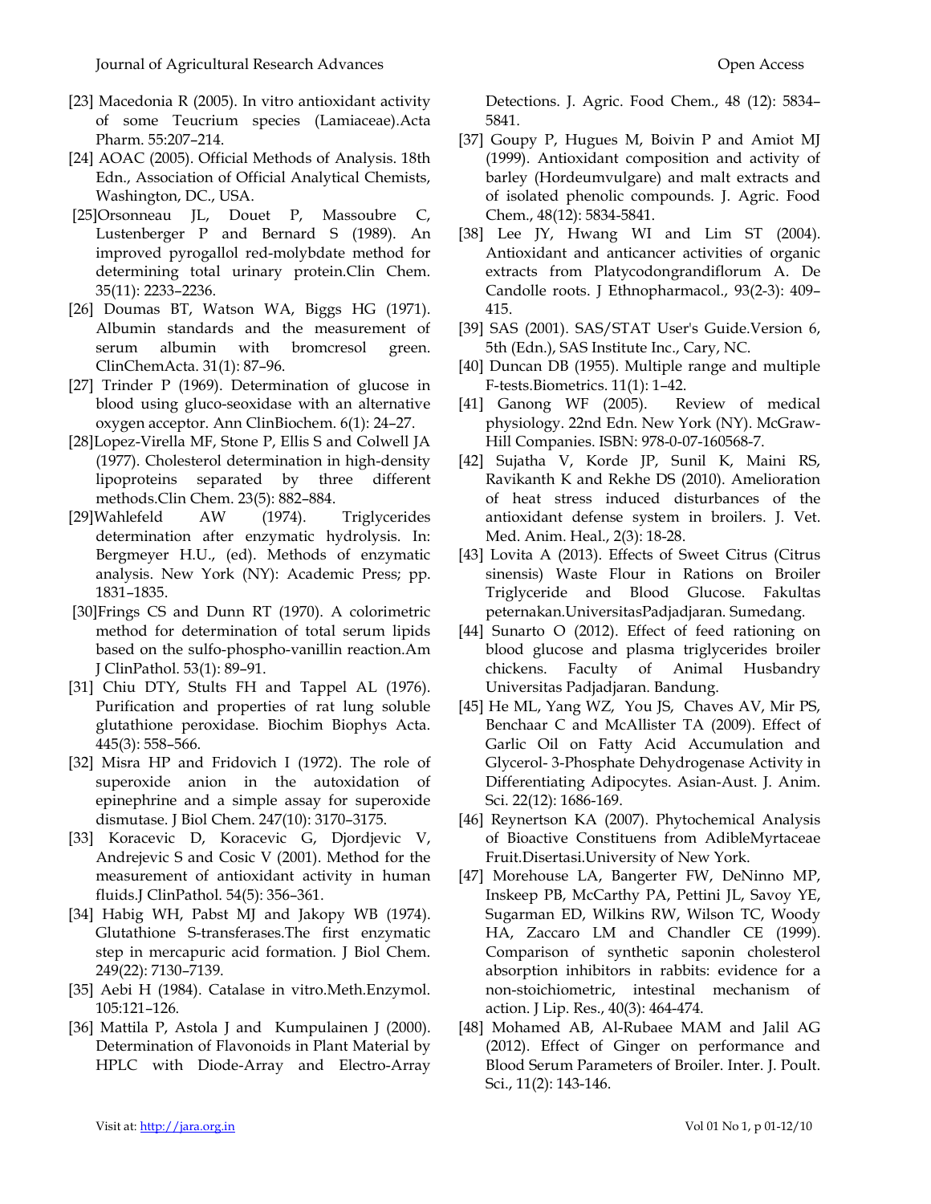[23] Macedonia R (2005). In vitro antioxidant activity of some Teucrium species (Lamiaceae).Acta Pharm. 55:207–214.

[24] AOAC (2005). Official Methods of Analysis. 18th Edn., Association of Official Analytical Chemists, Washington, DC., USA.

[25]Orsonneau JL, Douet P, Massoubre C, Lustenberger P and Bernard S (1989). An improved pyrogallol red-molybdate method for determining total urinary protein.Clin Chem. 35(11): 2233–2236.

[26] Doumas BT, Watson WA, Biggs HG (1971). Albumin standards and the measurement of serum albumin with bromcresol green. ClinChemActa. 31(1): 87–96.

[27] Trinder P (1969). Determination of glucose in blood using gluco-seoxidase with an alternative oxygen acceptor. Ann ClinBiochem. 6(1): 24–27.

[28]Lopez-Virella MF, Stone P, Ellis S and Colwell JA (1977). Cholesterol determination in high-density lipoproteins separated by three different methods.Clin Chem. 23(5): 882–884.

[29]Wahlefeld AW (1974). Triglycerides determination after enzymatic hydrolysis. In: Bergmeyer H.U., (ed). Methods of enzymatic analysis. New York (NY): Academic Press; pp. 1831–1835.

[30]Frings CS and Dunn RT (1970). A colorimetric method for determination of total serum lipids based on the sulfo-phospho-vanillin reaction.Am J ClinPathol. 53(1): 89–91.

[31] Chiu DTY, Stults FH and Tappel AL (1976). Purification and properties of rat lung soluble glutathione peroxidase. Biochim Biophys Acta. 445(3): 558–566.

[32] Misra HP and Fridovich I (1972). The role of superoxide anion in the autoxidation of epinephrine and a simple assay for superoxide dismutase. J Biol Chem. 247(10): 3170–3175.

[33] Koracevic D, Koracevic G, Djordjevic V, Andrejevic S and Cosic V (2001). Method for the measurement of antioxidant activity in human fluids.J ClinPathol. 54(5): 356–361.

[34] Habig WH, Pabst MJ and Jakopy WB (1974). Glutathione S-transferases.The first enzymatic step in mercapuric acid formation. J Biol Chem. 249(22): 7130–7139.

[35] Aebi H (1984). Catalase in vitro.Meth.Enzymol. 105:121–126.

[36] Mattila P, Astola J and Kumpulainen J (2000). Determination of Flavonoids in Plant Material by HPLC with Diode-Array and Electro-Array Detections. J. Agric. Food Chem., 48 (12): 5834–5841.

[37] Goupy P, Hugues M, Boivin P and Amiot MJ (1999). Antioxidant composition and activity of barley (Hordeumvulgare) and malt extracts and of isolated phenolic compounds. J. Agric. Food Chem., 48(12): 5834-5841.

[38] Lee JY, Hwang WI and Lim ST (2004). Antioxidant and anticancer activities of organic extracts from Platycodongrandiflorum A. De Candolle roots. J Ethnopharmacol., 93(2-3): 409–415.

[39] SAS (2001). SAS/STAT User's Guide.Version 6, 5th (Edn.), SAS Institute Inc., Cary, NC.

[40] Duncan DB (1955). Multiple range and multiple F-tests.Biometrics. 11(1): 1–42.

[41] Ganong WF (2005). Review of medical physiology. 22nd Edn. New York (NY). McGraw-Hill Companies. ISBN: 978-0-07-160568-7.

[42] Sujatha V, Korde JP, Sunil K, Maini RS, Ravikanth K and Rekhe DS (2010). Amelioration of heat stress induced disturbances of the antioxidant defense system in broilers. J. Vet. Med. Anim. Heal., 2(3): 18-28.

[43] Lovita A (2013). Effects of Sweet Citrus (Citrus sinensis) Waste Flour in Rations on Broiler Triglyceride and Blood Glucose. Fakultas peternakan.UniversitasPadjadjaran. Sumedang.

[44] Sunarto O (2012). Effect of feed rationing on blood glucose and plasma triglycerides broiler chickens. Faculty of Animal Husbandry Universitas Padjadjaran. Bandung.

[45] He ML, Yang WZ, You JS, Chaves AV, Mir PS, Benchaar C and McAllister TA (2009). Effect of Garlic Oil on Fatty Acid Accumulation and Glycerol- 3-Phosphate Dehydrogenase Activity in Differentiating Adipocytes. Asian-Aust. J. Anim. Sci. 22(12): 1686-169.

[46] Reynertson KA (2007). Phytochemical Analysis of Bioactive Constituens from AdibleMyrtaceae Fruit.Disertasi.University of New York.

[47] Morehouse LA, Bangerter FW, DeNinno MP, Inskeep PB, McCarthy PA, Pettini JL, Savoy YE, Sugarman ED, Wilkins RW, Wilson TC, Woody HA, Zaccaro LM and Chandler CE (1999). Comparison of synthetic saponin cholesterol absorption inhibitors in rabbits: evidence for a non-stoichiometric, intestinal mechanism of action. J Lip. Res., 40(3): 464-474.

[48] Mohamed AB, Al-Rubaee MAM and Jalil AG (2012). Effect of Ginger on performance and Blood Serum Parameters of Broiler. Inter. J. Poult. Sci., 11(2): 143-146.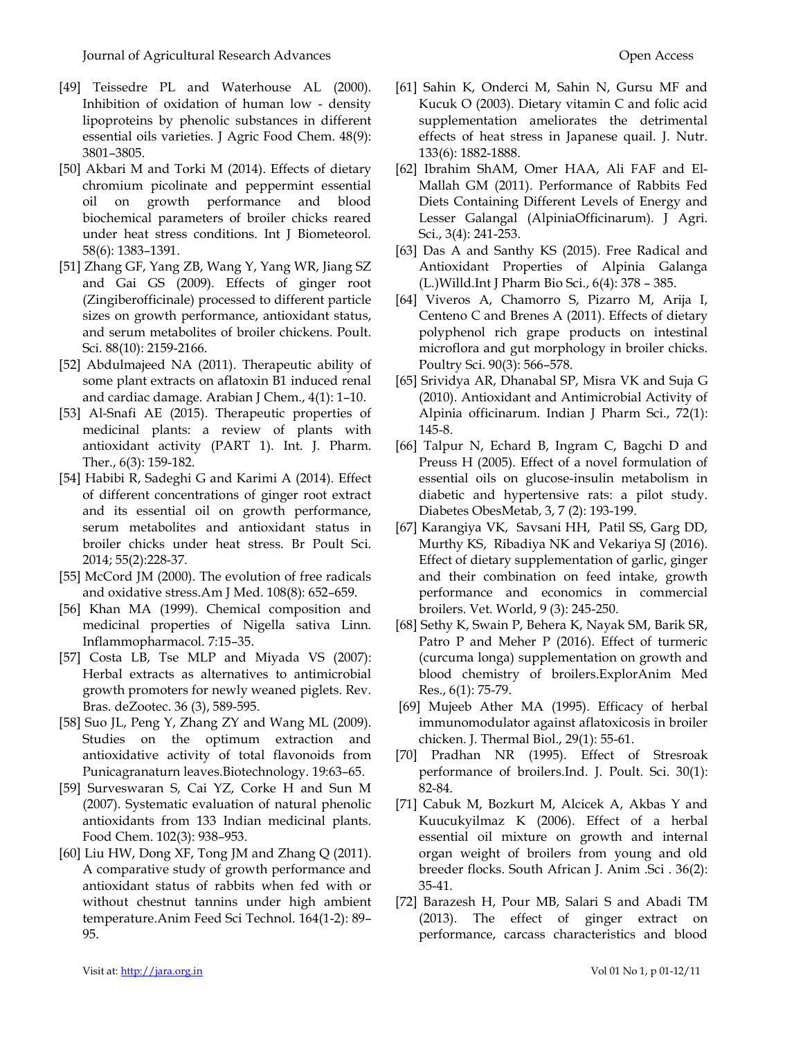[49] Teissedre PL and Waterhouse AL (2000). Inhibition of oxidation of human low - density lipoproteins by phenolic substances in different essential oils varieties. J Agric Food Chem. 48(9): 3801–3805.

[50] Akbari M and Torki M (2014). Effects of dietary chromium picolinate and peppermint essential oil on growth performance and blood biochemical parameters of broiler chicks reared under heat stress conditions. Int J Biometeorol. 58(6): 1383–1391.

[51] Zhang GF, Yang ZB, Wang Y, Yang WR, Jiang SZ and Gai GS (2009). Effects of ginger root (Zingiberofficinale) processed to different particle sizes on growth performance, antioxidant status, and serum metabolites of broiler chickens. Poult. Sci. 88(10): 2159-2166.

[52] Abdulmajeed NA (2011). Therapeutic ability of some plant extracts on aflatoxin B1 induced renal and cardiac damage. Arabian J Chem., 4(1): 1–10.

[53] Al-Snafi AE (2015). Therapeutic properties of medicinal plants: a review of plants with antioxidant activity (PART 1). Int. J. Pharm. Ther., 6(3): 159-182.

[54] Habibi R, Sadeghi G and Karimi A (2014). Effect of different concentrations of ginger root extract and its essential oil on growth performance, serum metabolites and antioxidant status in broiler chicks under heat stress. Br Poult Sci. 2014; 55(2):228-37.

[55] McCord JM (2000). The evolution of free radicals and oxidative stress.Am J Med. 108(8): 652–659.

[56] Khan MA (1999). Chemical composition and medicinal properties of Nigella sativa Linn. Inflammopharmacol. 7:15–35.

[57] Costa LB, Tse MLP and Miyada VS (2007): Herbal extracts as alternatives to antimicrobial growth promoters for newly weaned piglets. Rev. Bras. deZootec. 36 (3), 589-595.

[58] Suo JL, Peng Y, Zhang ZY and Wang ML (2009). Studies on the optimum extraction and antioxidative activity of total flavonoids from Punicagranaturn leaves.Biotechnology. 19:63–65.

[59] Surveswaran S, Cai YZ, Corke H and Sun M (2007). Systematic evaluation of natural phenolic antioxidants from 133 Indian medicinal plants. Food Chem. 102(3): 938–953.

[60] Liu HW, Dong XF, Tong JM and Zhang Q (2011). A comparative study of growth performance and antioxidant status of rabbits when fed with or without chestnut tannins under high ambient temperature.Anim Feed Sci Technol. 164(1-2): 89–95.

[61] Sahin K, Onderci M, Sahin N, Gursu MF and Kucuk O (2003). Dietary vitamin C and folic acid supplementation ameliorates the detrimental effects of heat stress in Japanese quail. J. Nutr. 133(6): 1882-1888.

[62] Ibrahim ShAM, Omer HAA, Ali FAF and El-Mallah GM (2011). Performance of Rabbits Fed Diets Containing Different Levels of Energy and Lesser Galangal (AlpiniaOfficinarum). J Agri. Sci., 3(4): 241-253.

[63] Das A and Santhy KS (2015). Free Radical and Antioxidant Properties of Alpinia Galanga (L.)Willd.Int J Pharm Bio Sci., 6(4): 378 – 385.

[64] Viveros A, Chamorro S, Pizarro M, Arija I, Centeno C and Brenes A (2011). Effects of dietary polyphenol rich grape products on intestinal microflora and gut morphology in broiler chicks. Poultry Sci. 90(3): 566–578.

[65] Srividya AR, Dhanabal SP, Misra VK and Suja G (2010). Antioxidant and Antimicrobial Activity of Alpinia officinarum. Indian J Pharm Sci., 72(1): 145-8.

[66] Talpur N, Echard B, Ingram C, Bagchi D and Preuss H (2005). Effect of a novel formulation of essential oils on glucose-insulin metabolism in diabetic and hypertensive rats: a pilot study. Diabetes ObesMetab, 3, 7 (2): 193-199.

[67] Karangiya VK, Savsani HH, Patil SS, Garg DD, Murthy KS, Ribadiya NK and Vekariya SJ (2016). Effect of dietary supplementation of garlic, ginger and their combination on feed intake, growth performance and economics in commercial broilers. Vet. World, 9 (3): 245-250.

[68] Sethy K, Swain P, Behera K, Nayak SM, Barik SR, Patro P and Meher P (2016). Effect of turmeric (curcuma longa) supplementation on growth and blood chemistry of broilers.ExplorAnim Med Res., 6(1): 75-79.

[69] Mujeeb Ather MA (1995). Efficacy of herbal immunomodulator against aflatoxicosis in broiler chicken. J. Thermal Biol., 29(1): 55-61.

[70] Pradhan NR (1995). Effect of Stresroak performance of broilers.Ind. J. Poult. Sci. 30(1): 82-84.

[71] Cabuk M, Bozkurt M, Alcicek A, Akbas Y and Kuucukyilmaz K (2006). Effect of a herbal essential oil mixture on growth and internal organ weight of broilers from young and old breeder flocks. South African J. Anim .Sci . 36(2): 35-41.

[72] Barazesh H, Pour MB, Salari S and Abadi TM (2013). The effect of ginger extract on performance, carcass characteristics and blood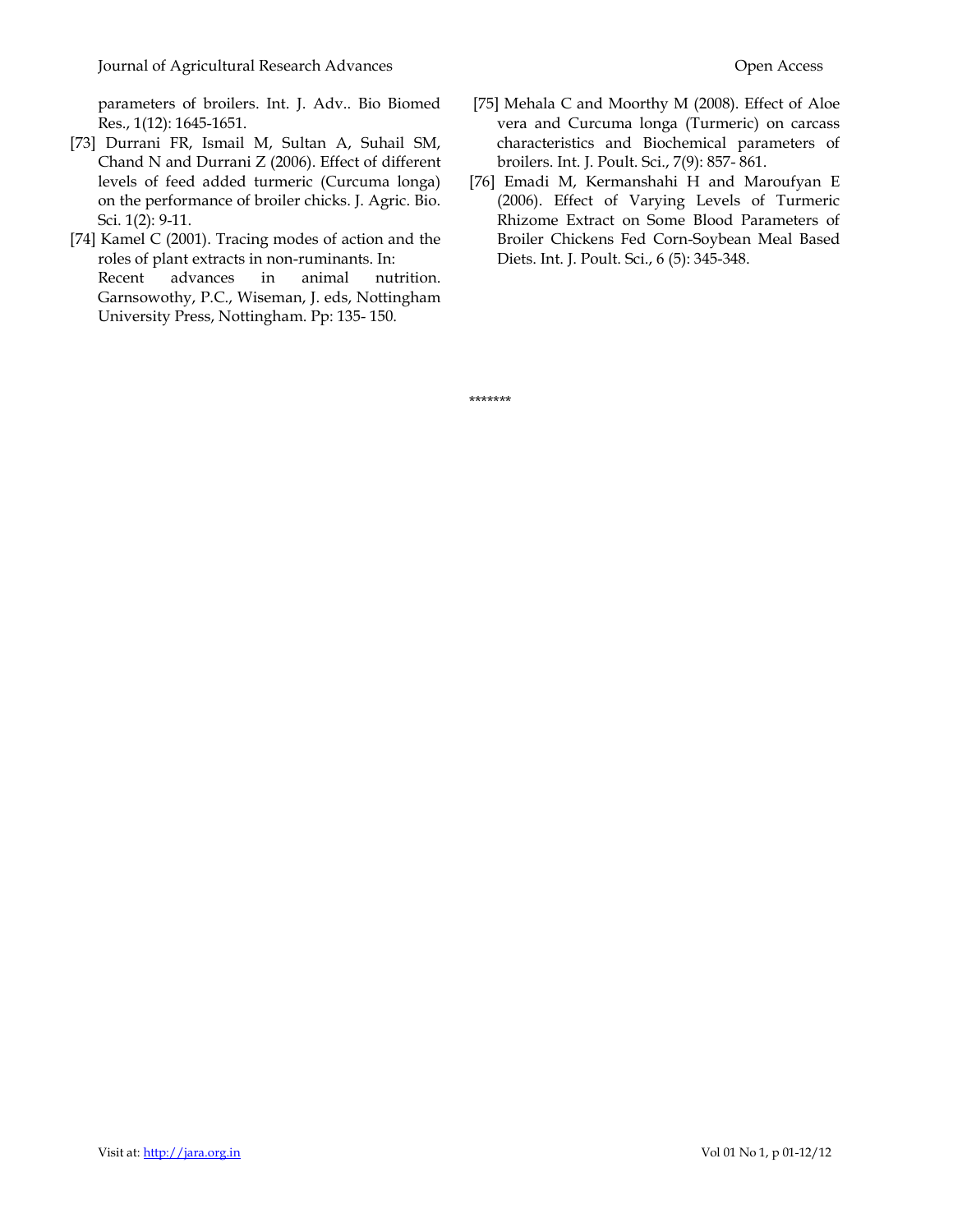parameters of broilers. Int. J. Adv.. Bio Biomed Res., 1(12): 1645-1651.

[73] Durrani FR, Ismail M, Sultan A, Suhail SM, Chand N and Durrani Z (2006). Effect of different levels of feed added turmeric (Curcuma longa) on the performance of broiler chicks. J. Agric. Bio. Sci. 1(2): 9-11.

[74] Kamel C (2001). Tracing modes of action and the roles of plant extracts in non-ruminants. In: Recent advances in animal nutrition. Garnsowothy, P.C., Wiseman, J. eds, Nottingham University Press, Nottingham. Pp: 135- 150.

[75] Mehala C and Moorthy M (2008). Effect of Aloe vera and Curcuma longa (Turmeric) on carcass characteristics and Biochemical parameters of broilers. Int. J. Poult. Sci., 7(9): 857- 861.

[76] Emadi M, Kermanshahi H and Maroufyan E (2006). Effect of Varying Levels of Turmeric Rhizome Extract on Some Blood Parameters of Broiler Chickens Fed Corn-Soybean Meal Based Diets. Int. J. Poult. Sci., 6 (5): 345-348.

*******